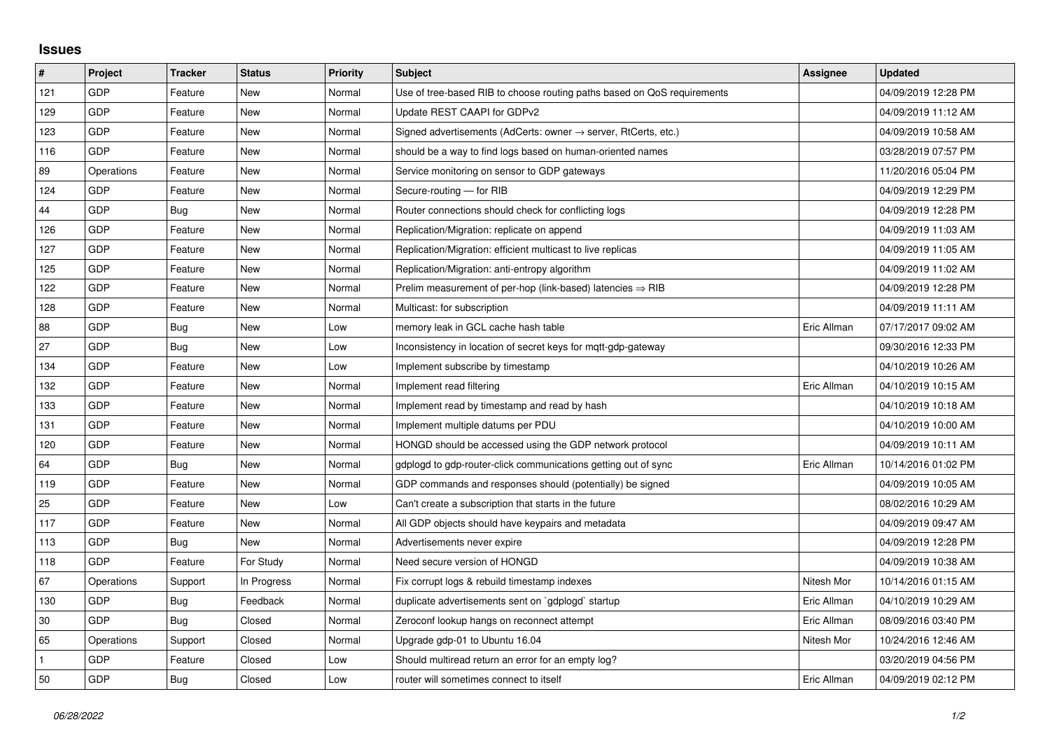# Issues

| # | Project | Tracker | Status | Priority | Subject | Assignee | Updated |
|---|---|---|---|---|---|---|---|
| 121 | GDP | Feature | New | Normal | Use of tree-based RIB to choose routing paths based on QoS requirements | | 04/09/2019 12:28 PM |
| 129 | GDP | Feature | New | Normal | Update REST CAAPI for GDPv2 | | 04/09/2019 11:12 AM |
| 123 | GDP | Feature | New | Normal | Signed advertisements (AdCerts: owner → server, RtCerts, etc.) | | 04/09/2019 10:58 AM |
| 116 | GDP | Feature | New | Normal | should be a way to find logs based on human-oriented names | | 03/28/2019 07:57 PM |
| 89 | Operations | Feature | New | Normal | Service monitoring on sensor to GDP gateways | | 11/20/2016 05:04 PM |
| 124 | GDP | Feature | New | Normal | Secure-routing — for RIB | | 04/09/2019 12:29 PM |
| 44 | GDP | Bug | New | Normal | Router connections should check for conflicting logs | | 04/09/2019 12:28 PM |
| 126 | GDP | Feature | New | Normal | Replication/Migration: replicate on append | | 04/09/2019 11:03 AM |
| 127 | GDP | Feature | New | Normal | Replication/Migration: efficient multicast to live replicas | | 04/09/2019 11:05 AM |
| 125 | GDP | Feature | New | Normal | Replication/Migration: anti-entropy algorithm | | 04/09/2019 11:02 AM |
| 122 | GDP | Feature | New | Normal | Prelim measurement of per-hop (link-based) latencies ⇒ RIB | | 04/09/2019 12:28 PM |
| 128 | GDP | Feature | New | Normal | Multicast: for subscription | | 04/09/2019 11:11 AM |
| 88 | GDP | Bug | New | Low | memory leak in GCL cache hash table | Eric Allman | 07/17/2017 09:02 AM |
| 27 | GDP | Bug | New | Low | Inconsistency in location of secret keys for mqtt-gdp-gateway | | 09/30/2016 12:33 PM |
| 134 | GDP | Feature | New | Low | Implement subscribe by timestamp | | 04/10/2019 10:26 AM |
| 132 | GDP | Feature | New | Normal | Implement read filtering | Eric Allman | 04/10/2019 10:15 AM |
| 133 | GDP | Feature | New | Normal | Implement read by timestamp and read by hash | | 04/10/2019 10:18 AM |
| 131 | GDP | Feature | New | Normal | Implement multiple datums per PDU | | 04/10/2019 10:00 AM |
| 120 | GDP | Feature | New | Normal | HONGD should be accessed using the GDP network protocol | | 04/09/2019 10:11 AM |
| 64 | GDP | Bug | New | Normal | gdplogd to gdp-router-click communications getting out of sync | Eric Allman | 10/14/2016 01:02 PM |
| 119 | GDP | Feature | New | Normal | GDP commands and responses should (potentially) be signed | | 04/09/2019 10:05 AM |
| 25 | GDP | Feature | New | Low | Can't create a subscription that starts in the future | | 08/02/2016 10:29 AM |
| 117 | GDP | Feature | New | Normal | All GDP objects should have keypairs and metadata | | 04/09/2019 09:47 AM |
| 113 | GDP | Bug | New | Normal | Advertisements never expire | | 04/09/2019 12:28 PM |
| 118 | GDP | Feature | For Study | Normal | Need secure version of HONGD | | 04/09/2019 10:38 AM |
| 67 | Operations | Support | In Progress | Normal | Fix corrupt logs & rebuild timestamp indexes | Nitesh Mor | 10/14/2016 01:15 AM |
| 130 | GDP | Bug | Feedback | Normal | duplicate advertisements sent on `gdplogd` startup | Eric Allman | 04/10/2019 10:29 AM |
| 30 | GDP | Bug | Closed | Normal | Zeroconf lookup hangs on reconnect attempt | Eric Allman | 08/09/2016 03:40 PM |
| 65 | Operations | Support | Closed | Normal | Upgrade gdp-01 to Ubuntu 16.04 | Nitesh Mor | 10/24/2016 12:46 AM |
| 1 | GDP | Feature | Closed | Low | Should multiread return an error for an empty log? | | 03/20/2019 04:56 PM |
| 50 | GDP | Bug | Closed | Low | router will sometimes connect to itself | Eric Allman | 04/09/2019 02:12 PM |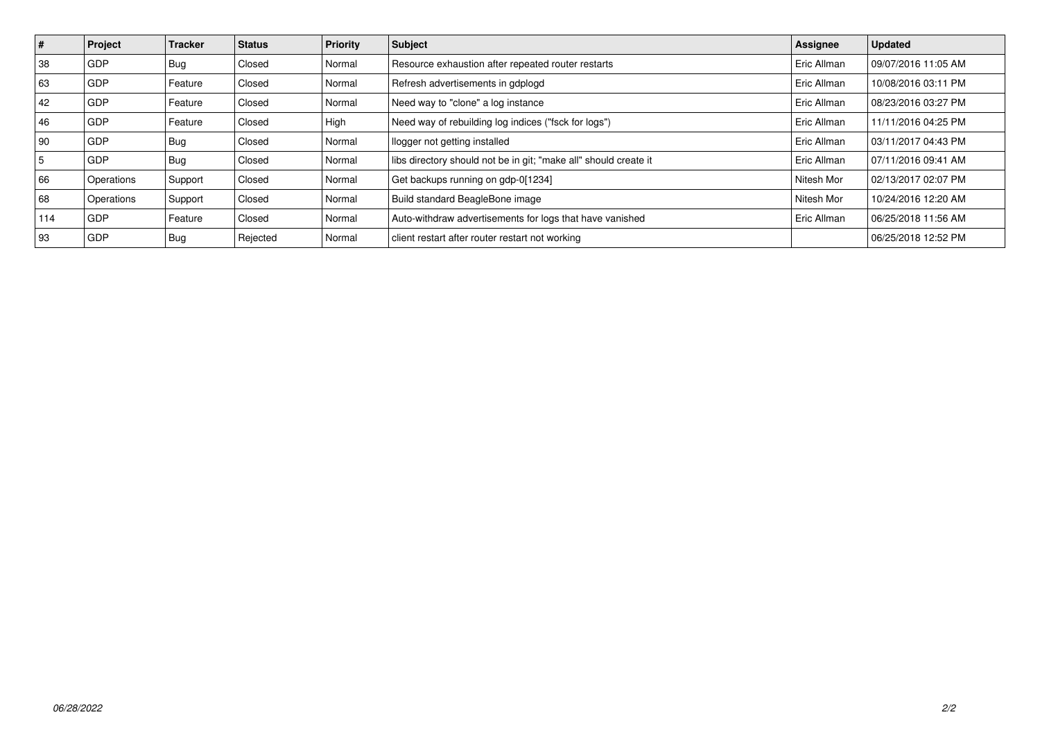| # | Project | Tracker | Status | Priority | Subject | Assignee | Updated |
|---|---|---|---|---|---|---|---|
| 38 | GDP | Bug | Closed | Normal | Resource exhaustion after repeated router restarts | Eric Allman | 09/07/2016 11:05 AM |
| 63 | GDP | Feature | Closed | Normal | Refresh advertisements in gdplogd | Eric Allman | 10/08/2016 03:11 PM |
| 42 | GDP | Feature | Closed | Normal | Need way to "clone" a log instance | Eric Allman | 08/23/2016 03:27 PM |
| 46 | GDP | Feature | Closed | High | Need way of rebuilding log indices ("fsck for logs") | Eric Allman | 11/11/2016 04:25 PM |
| 90 | GDP | Bug | Closed | Normal | llogger not getting installed | Eric Allman | 03/11/2017 04:43 PM |
| 5 | GDP | Bug | Closed | Normal | libs directory should not be in git; "make all" should create it | Eric Allman | 07/11/2016 09:41 AM |
| 66 | Operations | Support | Closed | Normal | Get backups running on gdp-0[1234] | Nitesh Mor | 02/13/2017 02:07 PM |
| 68 | Operations | Support | Closed | Normal | Build standard BeagleBone image | Nitesh Mor | 10/24/2016 12:20 AM |
| 114 | GDP | Feature | Closed | Normal | Auto-withdraw advertisements for logs that have vanished | Eric Allman | 06/25/2018 11:56 AM |
| 93 | GDP | Bug | Rejected | Normal | client restart after router restart not working | | 06/25/2018 12:52 PM |